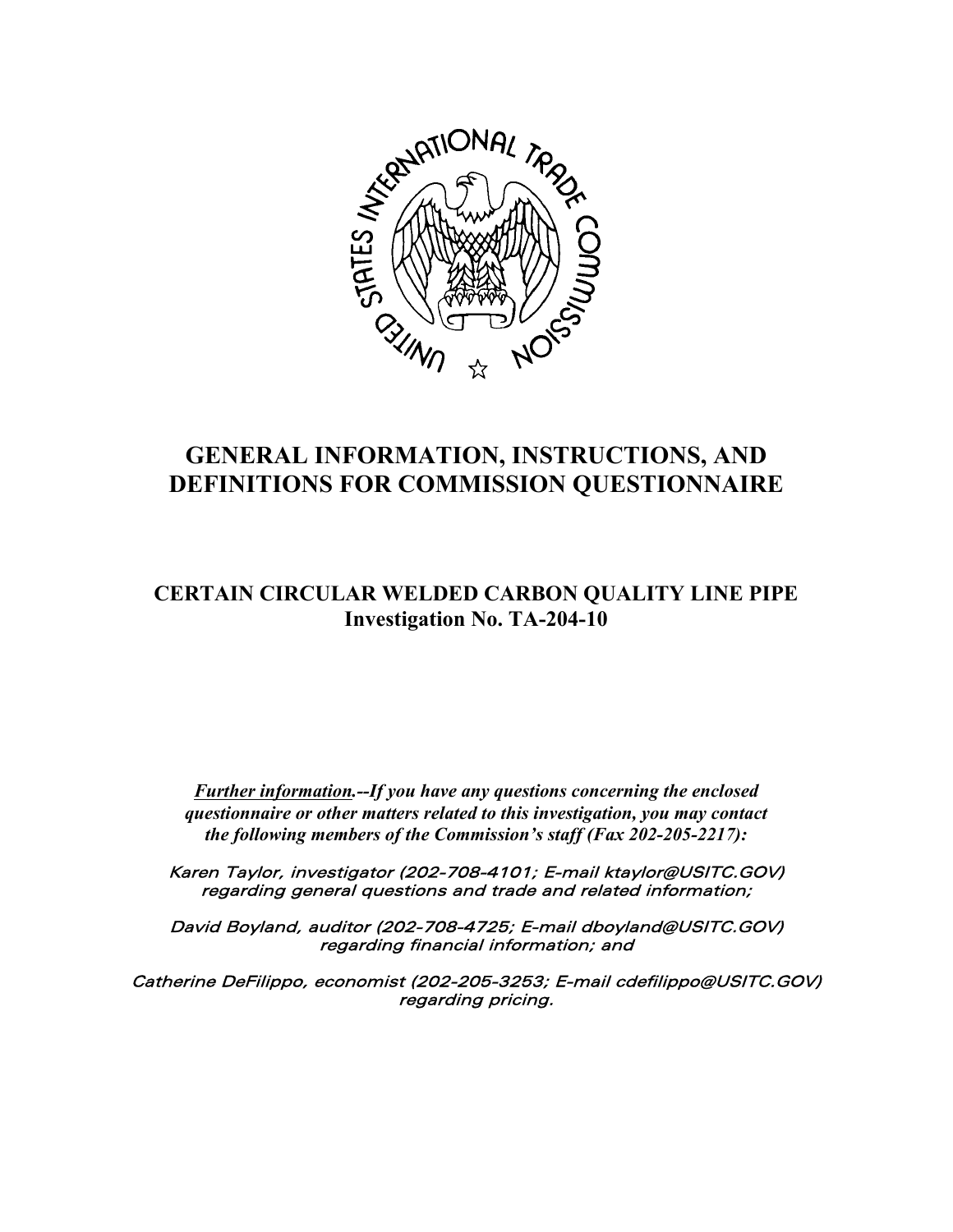# GENERAL INFORMATION, INSTRUCTIONS, AND DEFINITIONS FOR COMMISSION QUESTIONNAIRE

## CERTAIN CIRCULAR WELDED CARBON QUALITY LINE PIPE
## Investigation No. TA-204-10

***Further information.--If you have any questions concerning the enclosed questionnaire or other matters related to this investigation, you may contact the following members of the Commission's staff (Fax 202-205-2217):***

*Karen Taylor, investigator (202-708-4101; E-mail ktaylor@USITC.GOV) regarding general questions and trade and related information;*

*David Boyland, auditor (202-708-4725; E-mail dboyland@USITC.GOV) regarding financial information; and*

*Catherine DeFilippo, economist (202-205-3253; E-mail cdefilippo@USITC.GOV) regarding pricing.*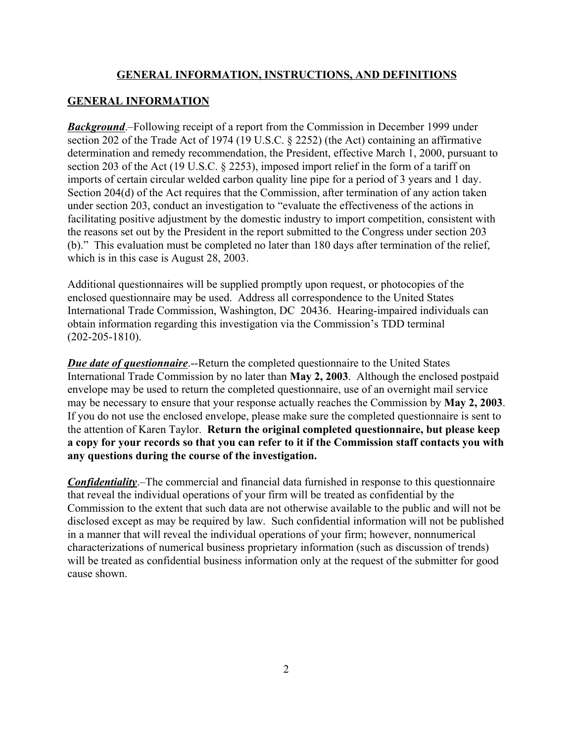## GENERAL INFORMATION, INSTRUCTIONS, AND DEFINITIONS

## GENERAL INFORMATION

***Background***.–Following receipt of a report from the Commission in December 1999 under section 202 of the Trade Act of 1974 (19 U.S.C. § 2252) (the Act) containing an affirmative determination and remedy recommendation, the President, effective March 1, 2000, pursuant to section 203 of the Act (19 U.S.C. § 2253), imposed import relief in the form of a tariff on imports of certain circular welded carbon quality line pipe for a period of 3 years and 1 day. Section 204(d) of the Act requires that the Commission, after termination of any action taken under section 203, conduct an investigation to "evaluate the effectiveness of the actions in facilitating positive adjustment by the domestic industry to import competition, consistent with the reasons set out by the President in the report submitted to the Congress under section 203 (b)." This evaluation must be completed no later than 180 days after termination of the relief, which is in this case is August 28, 2003.

Additional questionnaires will be supplied promptly upon request, or photocopies of the enclosed questionnaire may be used. Address all correspondence to the United States International Trade Commission, Washington, DC 20436. Hearing-impaired individuals can obtain information regarding this investigation via the Commission's TDD terminal (202-205-1810).

***Due date of questionnaire***.--Return the completed questionnaire to the United States International Trade Commission by no later than **May 2, 2003**. Although the enclosed postpaid envelope may be used to return the completed questionnaire, use of an overnight mail service may be necessary to ensure that your response actually reaches the Commission by **May 2, 2003**. If you do not use the enclosed envelope, please make sure the completed questionnaire is sent to the attention of Karen Taylor. **Return the original completed questionnaire, but please keep a copy for your records so that you can refer to it if the Commission staff contacts you with any questions during the course of the investigation.**

***Confidentiality***.–The commercial and financial data furnished in response to this questionnaire that reveal the individual operations of your firm will be treated as confidential by the Commission to the extent that such data are not otherwise available to the public and will not be disclosed except as may be required by law. Such confidential information will not be published in a manner that will reveal the individual operations of your firm; however, nonnumerical characterizations of numerical business proprietary information (such as discussion of trends) will be treated as confidential business information only at the request of the submitter for good cause shown.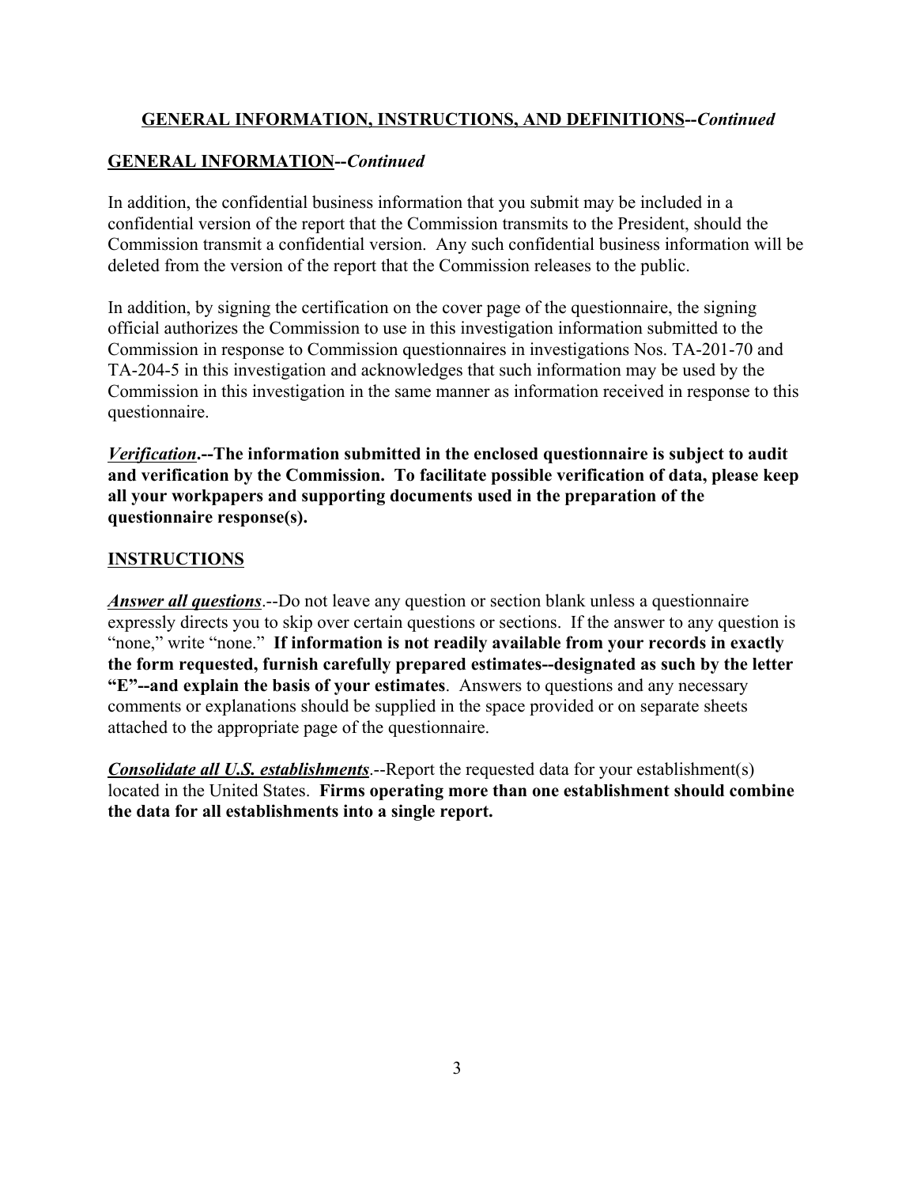## GENERAL INFORMATION, INSTRUCTIONS, AND DEFINITIONS--*Continued*

## GENERAL INFORMATION--*Continued*

In addition, the confidential business information that you submit may be included in a confidential version of the report that the Commission transmits to the President, should the Commission transmit a confidential version. Any such confidential business information will be deleted from the version of the report that the Commission releases to the public.

In addition, by signing the certification on the cover page of the questionnaire, the signing official authorizes the Commission to use in this investigation information submitted to the Commission in response to Commission questionnaires in investigations Nos. TA-201-70 and TA-204-5 in this investigation and acknowledges that such information may be used by the Commission in this investigation in the same manner as information received in response to this questionnaire.

***Verification*.--The information submitted in the enclosed questionnaire is subject to audit and verification by the Commission. To facilitate possible verification of data, please keep all your workpapers and supporting documents used in the preparation of the questionnaire response(s).**

## INSTRUCTIONS

***Answer all questions***.--Do not leave any question or section blank unless a questionnaire expressly directs you to skip over certain questions or sections. If the answer to any question is "none," write "none." **If information is not readily available from your records in exactly the form requested, furnish carefully prepared estimates--designated as such by the letter "E"--and explain the basis of your estimates**. Answers to questions and any necessary comments or explanations should be supplied in the space provided or on separate sheets attached to the appropriate page of the questionnaire.

***Consolidate all U.S. establishments***.--Report the requested data for your establishment(s) located in the United States. **Firms operating more than one establishment should combine the data for all establishments into a single report.**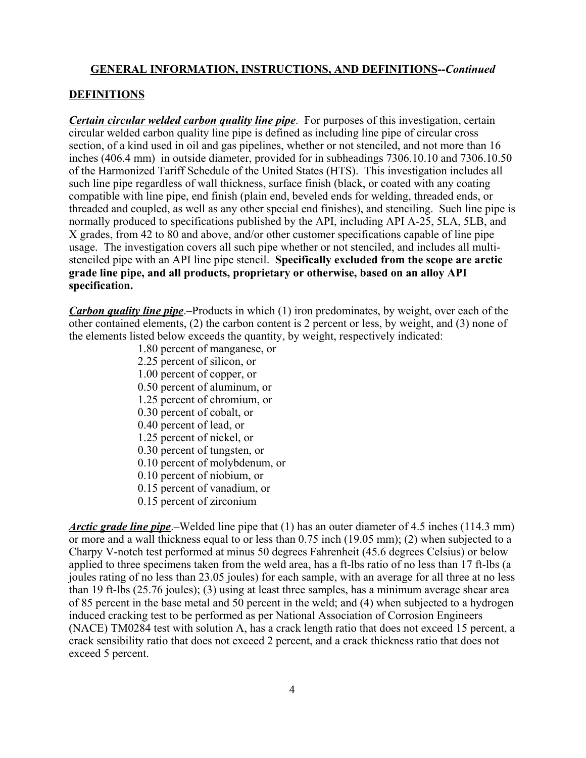## GENERAL INFORMATION, INSTRUCTIONS, AND DEFINITIONS--*Continued*

## DEFINITIONS

***Certain circular welded carbon quality line pipe***.–For purposes of this investigation, certain circular welded carbon quality line pipe is defined as including line pipe of circular cross section, of a kind used in oil and gas pipelines, whether or not stenciled, and not more than 16 inches (406.4 mm) in outside diameter, provided for in subheadings 7306.10.10 and 7306.10.50 of the Harmonized Tariff Schedule of the United States (HTS). This investigation includes all such line pipe regardless of wall thickness, surface finish (black, or coated with any coating compatible with line pipe, end finish (plain end, beveled ends for welding, threaded ends, or threaded and coupled, as well as any other special end finishes), and stenciling. Such line pipe is normally produced to specifications published by the API, including API A-25, 5LA, 5LB, and X grades, from 42 to 80 and above, and/or other customer specifications capable of line pipe usage. The investigation covers all such pipe whether or not stenciled, and includes all multi-stenciled pipe with an API line pipe stencil. **Specifically excluded from the scope are arctic grade line pipe, and all products, proprietary or otherwise, based on an alloy API specification.**

***Carbon quality line pipe***.–Products in which (1) iron predominates, by weight, over each of the other contained elements, (2) the carbon content is 2 percent or less, by weight, and (3) none of the elements listed below exceeds the quantity, by weight, respectively indicated:

- 1.80 percent of manganese, or
- 2.25 percent of silicon, or
- 1.00 percent of copper, or
- 0.50 percent of aluminum, or
- 1.25 percent of chromium, or
- 0.30 percent of cobalt, or
- 0.40 percent of lead, or
- 1.25 percent of nickel, or
- 0.30 percent of tungsten, or
- 0.10 percent of molybdenum, or
- 0.10 percent of niobium, or
- 0.15 percent of vanadium, or
- 0.15 percent of zirconium

***Arctic grade line pipe***.–Welded line pipe that (1) has an outer diameter of 4.5 inches (114.3 mm) or more and a wall thickness equal to or less than 0.75 inch (19.05 mm); (2) when subjected to a Charpy V-notch test performed at minus 50 degrees Fahrenheit (45.6 degrees Celsius) or below applied to three specimens taken from the weld area, has a ft-lbs ratio of no less than 17 ft-lbs (a joules rating of no less than 23.05 joules) for each sample, with an average for all three at no less than 19 ft-lbs (25.76 joules); (3) using at least three samples, has a minimum average shear area of 85 percent in the base metal and 50 percent in the weld; and (4) when subjected to a hydrogen induced cracking test to be performed as per National Association of Corrosion Engineers (NACE) TM0284 test with solution A, has a crack length ratio that does not exceed 15 percent, a crack sensibility ratio that does not exceed 2 percent, and a crack thickness ratio that does not exceed 5 percent.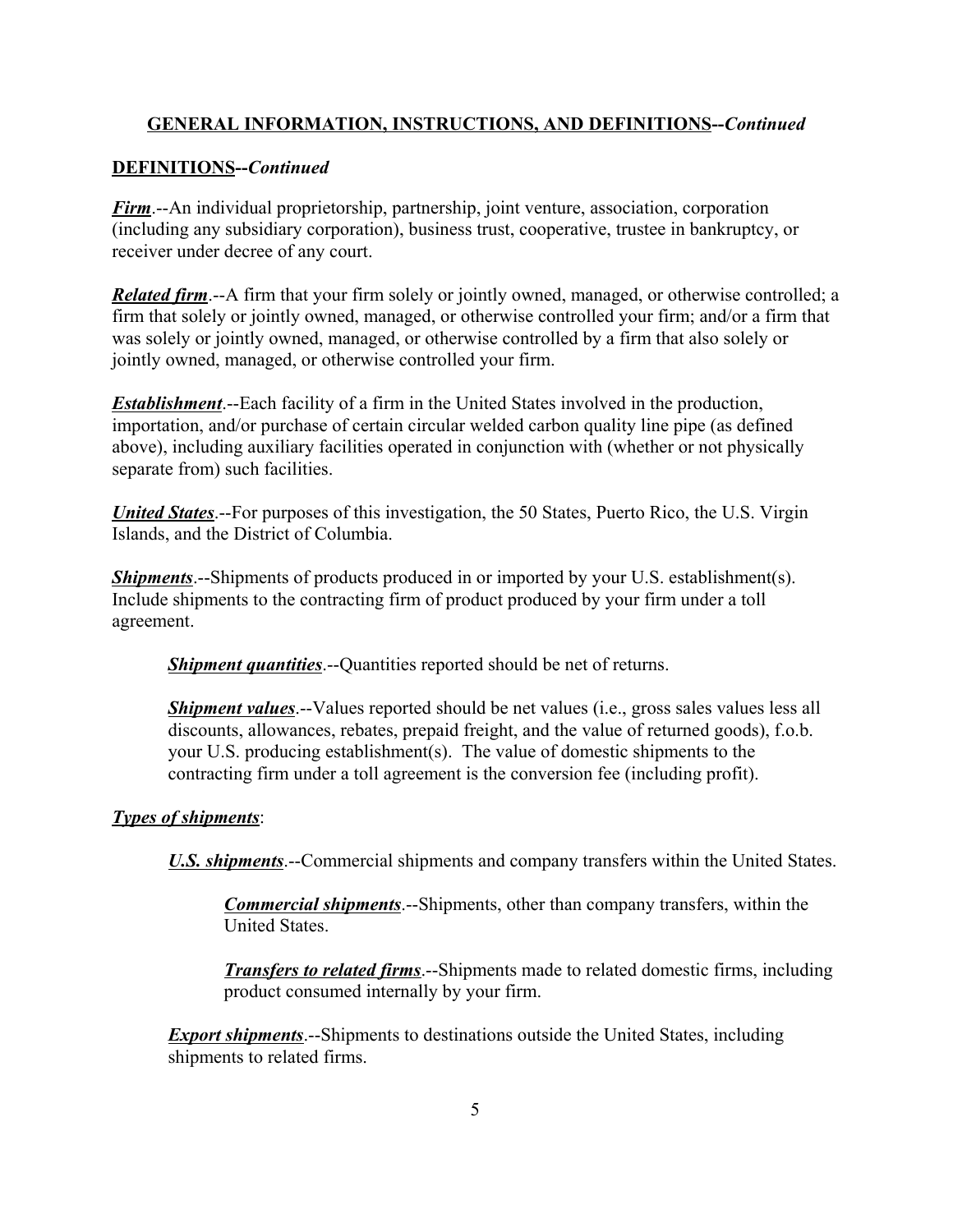## GENERAL INFORMATION, INSTRUCTIONS, AND DEFINITIONS--*Continued*

### DEFINITIONS--*Continued*

***Firm***.--An individual proprietorship, partnership, joint venture, association, corporation (including any subsidiary corporation), business trust, cooperative, trustee in bankruptcy, or receiver under decree of any court.

***Related firm***.--A firm that your firm solely or jointly owned, managed, or otherwise controlled; a firm that solely or jointly owned, managed, or otherwise controlled your firm; and/or a firm that was solely or jointly owned, managed, or otherwise controlled by a firm that also solely or jointly owned, managed, or otherwise controlled your firm.

***Establishment***.--Each facility of a firm in the United States involved in the production, importation, and/or purchase of certain circular welded carbon quality line pipe (as defined above), including auxiliary facilities operated in conjunction with (whether or not physically separate from) such facilities.

***United States***.--For purposes of this investigation, the 50 States, Puerto Rico, the U.S. Virgin Islands, and the District of Columbia.

***Shipments***.--Shipments of products produced in or imported by your U.S. establishment(s). Include shipments to the contracting firm of product produced by your firm under a toll agreement.

> ***Shipment quantities***.--Quantities reported should be net of returns.
>
> ***Shipment values***.--Values reported should be net values (i.e., gross sales values less all discounts, allowances, rebates, prepaid freight, and the value of returned goods), f.o.b. your U.S. producing establishment(s). The value of domestic shipments to the contracting firm under a toll agreement is the conversion fee (including profit).

***Types of shipments***:

> ***U.S. shipments***.--Commercial shipments and company transfers within the United States.
>
> > ***Commercial shipments***.--Shipments, other than company transfers, within the United States.
> >
> > ***Transfers to related firms***.--Shipments made to related domestic firms, including product consumed internally by your firm.
>
> ***Export shipments***.--Shipments to destinations outside the United States, including shipments to related firms.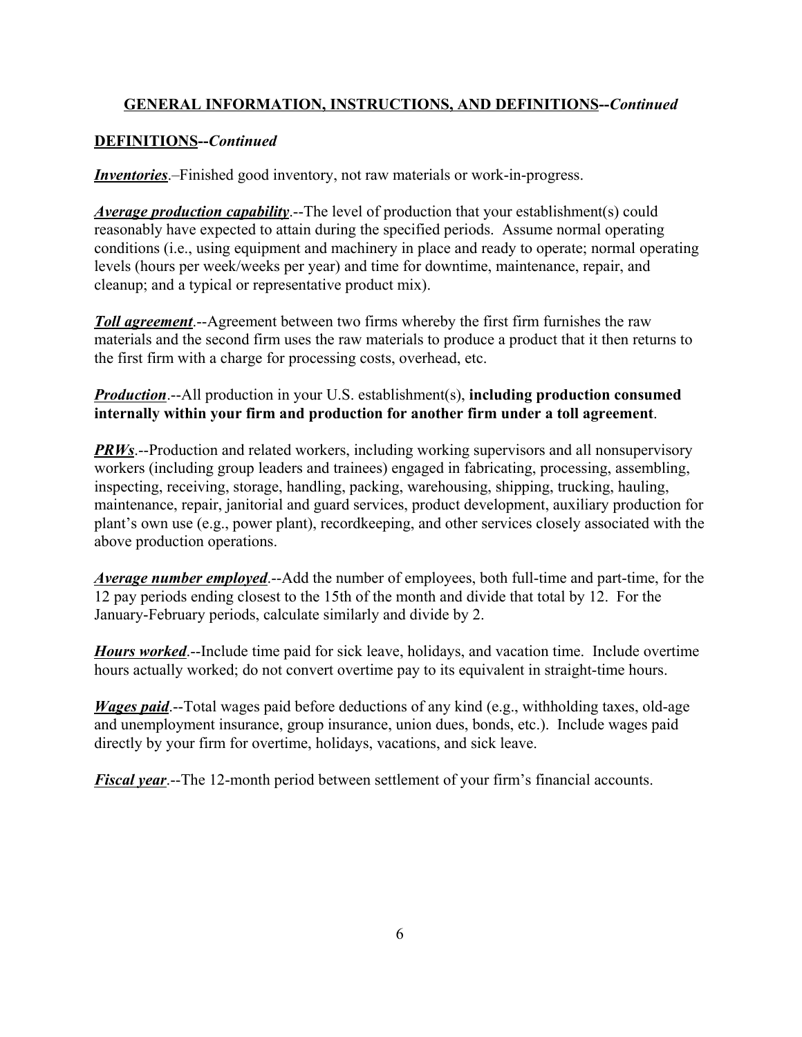## GENERAL INFORMATION, INSTRUCTIONS, AND DEFINITIONS--*Continued*

### DEFINITIONS--*Continued*

***Inventories***.–Finished good inventory, not raw materials or work-in-progress.

***Average production capability***.--The level of production that your establishment(s) could reasonably have expected to attain during the specified periods. Assume normal operating conditions (i.e., using equipment and machinery in place and ready to operate; normal operating levels (hours per week/weeks per year) and time for downtime, maintenance, repair, and cleanup; and a typical or representative product mix).

***Toll agreement***.--Agreement between two firms whereby the first firm furnishes the raw materials and the second firm uses the raw materials to produce a product that it then returns to the first firm with a charge for processing costs, overhead, etc.

***Production***.--All production in your U.S. establishment(s), **including production consumed internally within your firm and production for another firm under a toll agreement**.

***PRWs***.--Production and related workers, including working supervisors and all nonsupervisory workers (including group leaders and trainees) engaged in fabricating, processing, assembling, inspecting, receiving, storage, handling, packing, warehousing, shipping, trucking, hauling, maintenance, repair, janitorial and guard services, product development, auxiliary production for plant's own use (e.g., power plant), recordkeeping, and other services closely associated with the above production operations.

***Average number employed***.--Add the number of employees, both full-time and part-time, for the 12 pay periods ending closest to the 15th of the month and divide that total by 12. For the January-February periods, calculate similarly and divide by 2.

***Hours worked***.--Include time paid for sick leave, holidays, and vacation time. Include overtime hours actually worked; do not convert overtime pay to its equivalent in straight-time hours.

***Wages paid***.--Total wages paid before deductions of any kind (e.g., withholding taxes, old-age and unemployment insurance, group insurance, union dues, bonds, etc.). Include wages paid directly by your firm for overtime, holidays, vacations, and sick leave.

***Fiscal year***.--The 12-month period between settlement of your firm's financial accounts.